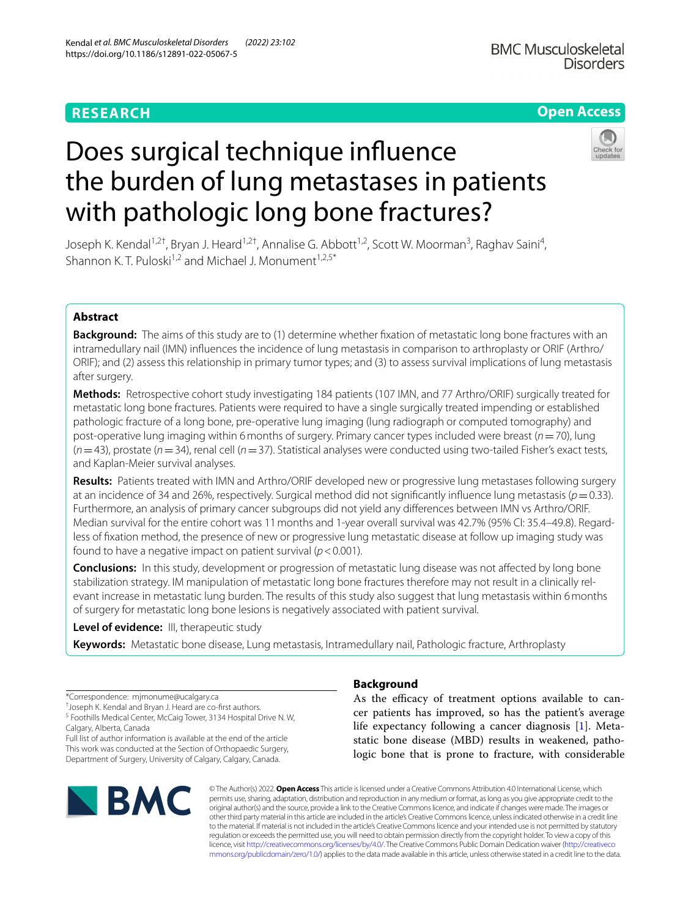RESEARCH

Open Access

# Does surgical technique influence the burden of lung metastases in patients with pathologic long bone fractures?

Joseph K. Kendal[1,2†], Bryan J. Heard[1,2†], Annalise G. Abbott[1,2], Scott W. Moorman[3], Raghav Saini[4], Shannon K. T. Puloski[1,2] and Michael J. Monument[1,2,5*]

## Abstract

**Background:** The aims of this study are to (1) determine whether fixation of metastatic long bone fractures with an intramedullary nail (IMN) influences the incidence of lung metastasis in comparison to arthroplasty or ORIF (Arthro/ORIF); and (2) assess this relationship in primary tumor types; and (3) to assess survival implications of lung metastasis after surgery.

**Methods:** Retrospective cohort study investigating 184 patients (107 IMN, and 77 Arthro/ORIF) surgically treated for metastatic long bone fractures. Patients were required to have a single surgically treated impending or established pathologic fracture of a long bone, pre-operative lung imaging (lung radiograph or computed tomography) and post-operative lung imaging within 6 months of surgery. Primary cancer types included were breast ($n = 70$), lung ($n = 43$), prostate ($n = 34$), renal cell ($n = 37$). Statistical analyses were conducted using two-tailed Fisher's exact tests, and Kaplan-Meier survival analyses.

**Results:** Patients treated with IMN and Arthro/ORIF developed new or progressive lung metastases following surgery at an incidence of 34 and 26%, respectively. Surgical method did not significantly influence lung metastasis ($p = 0.33$). Furthermore, an analysis of primary cancer subgroups did not yield any differences between IMN vs Arthro/ORIF. Median survival for the entire cohort was 11 months and 1-year overall survival was 42.7% (95% CI: 35.4–49.8). Regardless of fixation method, the presence of new or progressive lung metastatic disease at follow up imaging study was found to have a negative impact on patient survival ($p < 0.001$).

**Conclusions:** In this study, development or progression of metastatic lung disease was not affected by long bone stabilization strategy. IM manipulation of metastatic long bone fractures therefore may not result in a clinically relevant increase in metastatic lung burden. The results of this study also suggest that lung metastasis within 6 months of surgery for metastatic long bone lesions is negatively associated with patient survival.

**Level of evidence:** III, therapeutic study

**Keywords:** Metastatic bone disease, Lung metastasis, Intramedullary nail, Pathologic fracture, Arthroplasty

*Correspondence: mjmonume@ucalgary.ca

†Joseph K. Kendal and Bryan J. Heard are co-first authors.

[5] Foothills Medical Center, McCaig Tower, 3134 Hospital Drive N. W, Calgary, Alberta, Canada

Full list of author information is available at the end of the article

This work was conducted at the Section of Orthopaedic Surgery, Department of Surgery, University of Calgary, Calgary, Canada.

## Background

As the efficacy of treatment options available to cancer patients has improved, so has the patient's average life expectancy following a cancer diagnosis [1]. Metastatic bone disease (MBD) results in weakened, pathologic bone that is prone to fracture, with considerable

© The Author(s) 2022. **Open Access** This article is licensed under a Creative Commons Attribution 4.0 International License, which permits use, sharing, adaptation, distribution and reproduction in any medium or format, as long as you give appropriate credit to the original author(s) and the source, provide a link to the Creative Commons licence, and indicate if changes were made. The images or other third party material in this article are included in the article's Creative Commons licence, unless indicated otherwise in a credit line to the material. If material is not included in the article's Creative Commons licence and your intended use is not permitted by statutory regulation or exceeds the permitted use, you will need to obtain permission directly from the copyright holder. To view a copy of this licence, visit http://creativecommons.org/licenses/by/4.0/. The Creative Commons Public Domain Dedication waiver (http://creativecommons.org/publicdomain/zero/1.0/) applies to the data made available in this article, unless otherwise stated in a credit line to the data.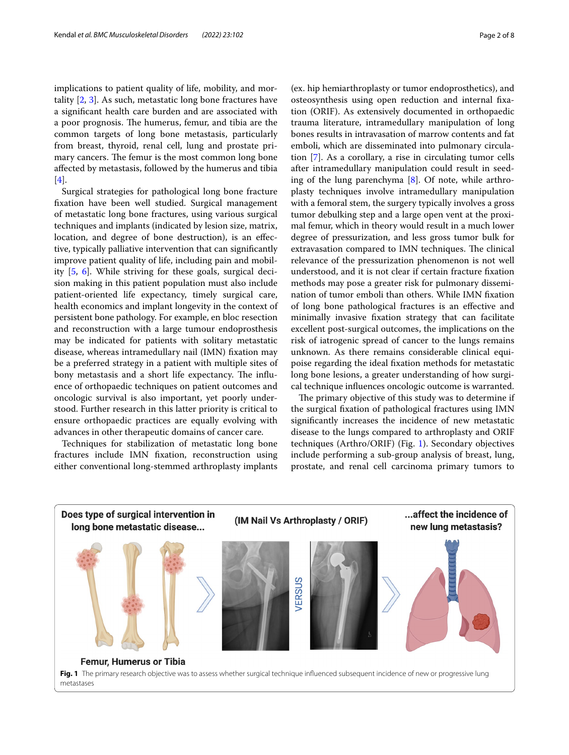implications to patient quality of life, mobility, and mortality [2, 3]. As such, metastatic long bone fractures have a significant health care burden and are associated with a poor prognosis. The humerus, femur, and tibia are the common targets of long bone metastasis, particularly from breast, thyroid, renal cell, lung and prostate primary cancers. The femur is the most common long bone affected by metastasis, followed by the humerus and tibia [4].

Surgical strategies for pathological long bone fracture fixation have been well studied. Surgical management of metastatic long bone fractures, using various surgical techniques and implants (indicated by lesion size, matrix, location, and degree of bone destruction), is an effective, typically palliative intervention that can significantly improve patient quality of life, including pain and mobility [5, 6]. While striving for these goals, surgical decision making in this patient population must also include patient-oriented life expectancy, timely surgical care, health economics and implant longevity in the context of persistent bone pathology. For example, en bloc resection and reconstruction with a large tumour endoprosthesis may be indicated for patients with solitary metastatic disease, whereas intramedullary nail (IMN) fixation may be a preferred strategy in a patient with multiple sites of bony metastasis and a short life expectancy. The influence of orthopaedic techniques on patient outcomes and oncologic survival is also important, yet poorly understood. Further research in this latter priority is critical to ensure orthopaedic practices are equally evolving with advances in other therapeutic domains of cancer care.

Techniques for stabilization of metastatic long bone fractures include IMN fixation, reconstruction using either conventional long-stemmed arthroplasty implants (ex. hip hemiarthroplasty or tumor endoprosthetics), and osteosynthesis using open reduction and internal fixation (ORIF). As extensively documented in orthopaedic trauma literature, intramedullary manipulation of long bones results in intravasation of marrow contents and fat emboli, which are disseminated into pulmonary circulation [7]. As a corollary, a rise in circulating tumor cells after intramedullary manipulation could result in seeding of the lung parenchyma [8]. Of note, while arthroplasty techniques involve intramedullary manipulation with a femoral stem, the surgery typically involves a gross tumor debulking step and a large open vent at the proximal femur, which in theory would result in a much lower degree of pressurization, and less gross tumor bulk for extravasation compared to IMN techniques. The clinical relevance of the pressurization phenomenon is not well understood, and it is not clear if certain fracture fixation methods may pose a greater risk for pulmonary dissemination of tumor emboli than others. While IMN fixation of long bone pathological fractures is an effective and minimally invasive fixation strategy that can facilitate excellent post-surgical outcomes, the implications on the risk of iatrogenic spread of cancer to the lungs remains unknown. As there remains considerable clinical equipoise regarding the ideal fixation methods for metastatic long bone lesions, a greater understanding of how surgical technique influences oncologic outcome is warranted.

The primary objective of this study was to determine if the surgical fixation of pathological fractures using IMN significantly increases the incidence of new metastatic disease to the lungs compared to arthroplasty and ORIF techniques (Arthro/ORIF) (Fig. 1). Secondary objectives include performing a sub-group analysis of breast, lung, prostate, and renal cell carcinoma primary tumors to

**Fig. 1** The primary research objective was to assess whether surgical technique influenced subsequent incidence of new or progressive lung metastases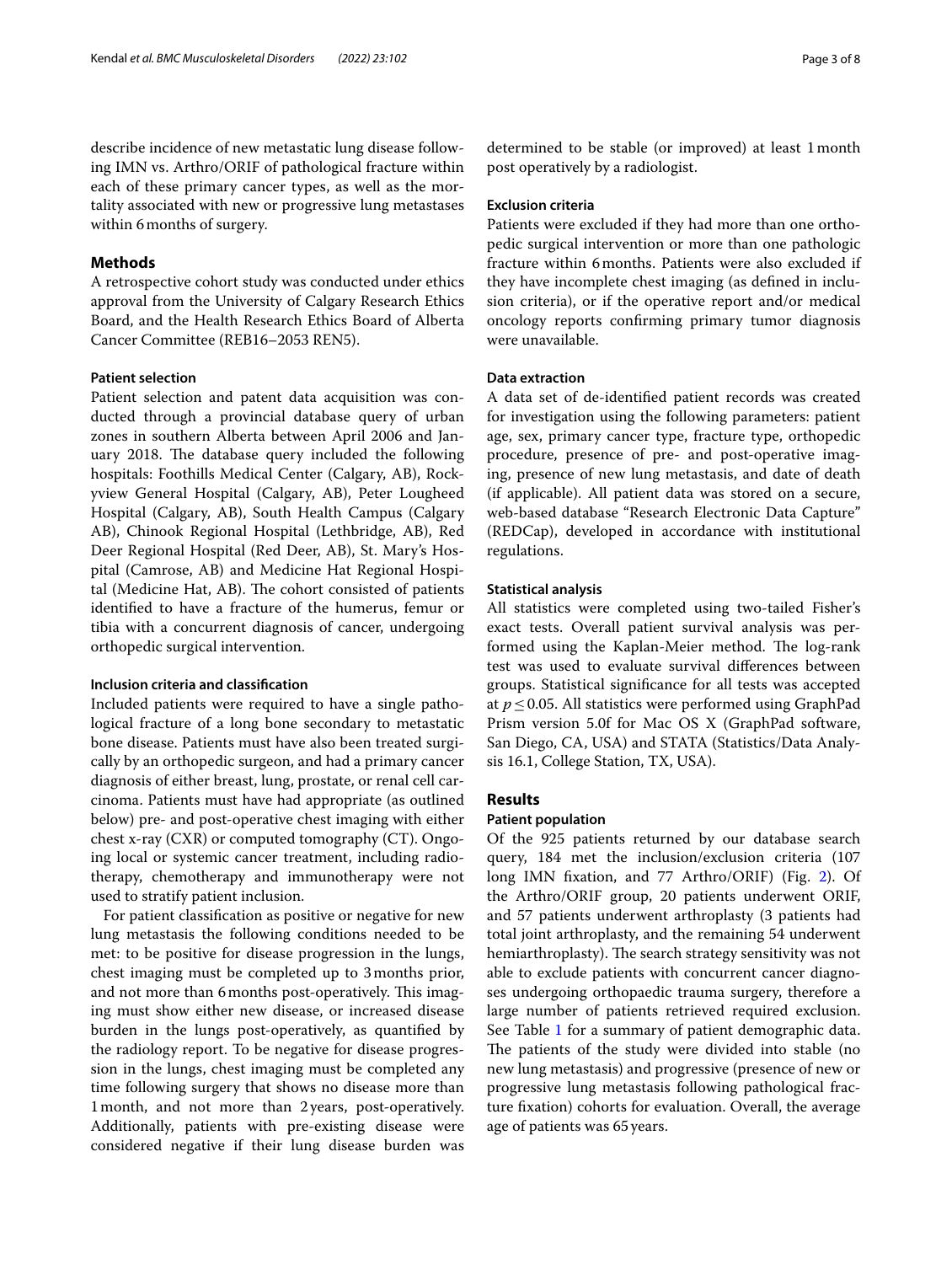describe incidence of new metastatic lung disease following IMN vs. Arthro/ORIF of pathological fracture within each of these primary cancer types, as well as the mortality associated with new or progressive lung metastases within 6 months of surgery.

## Methods

A retrospective cohort study was conducted under ethics approval from the University of Calgary Research Ethics Board, and the Health Research Ethics Board of Alberta Cancer Committee (REB16–2053 REN5).

### Patient selection

Patient selection and patent data acquisition was conducted through a provincial database query of urban zones in southern Alberta between April 2006 and January 2018. The database query included the following hospitals: Foothills Medical Center (Calgary, AB), Rockyview General Hospital (Calgary, AB), Peter Lougheed Hospital (Calgary, AB), South Health Campus (Calgary AB), Chinook Regional Hospital (Lethbridge, AB), Red Deer Regional Hospital (Red Deer, AB), St. Mary's Hospital (Camrose, AB) and Medicine Hat Regional Hospital (Medicine Hat, AB). The cohort consisted of patients identified to have a fracture of the humerus, femur or tibia with a concurrent diagnosis of cancer, undergoing orthopedic surgical intervention.

### Inclusion criteria and classification

Included patients were required to have a single pathological fracture of a long bone secondary to metastatic bone disease. Patients must have also been treated surgically by an orthopedic surgeon, and had a primary cancer diagnosis of either breast, lung, prostate, or renal cell carcinoma. Patients must have had appropriate (as outlined below) pre- and post-operative chest imaging with either chest x-ray (CXR) or computed tomography (CT). Ongoing local or systemic cancer treatment, including radiotherapy, chemotherapy and immunotherapy were not used to stratify patient inclusion.

For patient classification as positive or negative for new lung metastasis the following conditions needed to be met: to be positive for disease progression in the lungs, chest imaging must be completed up to 3 months prior, and not more than 6 months post-operatively. This imaging must show either new disease, or increased disease burden in the lungs post-operatively, as quantified by the radiology report. To be negative for disease progression in the lungs, chest imaging must be completed any time following surgery that shows no disease more than 1 month, and not more than 2 years, post-operatively. Additionally, patients with pre-existing disease were considered negative if their lung disease burden was determined to be stable (or improved) at least 1 month post operatively by a radiologist.

### Exclusion criteria

Patients were excluded if they had more than one orthopedic surgical intervention or more than one pathologic fracture within 6 months. Patients were also excluded if they have incomplete chest imaging (as defined in inclusion criteria), or if the operative report and/or medical oncology reports confirming primary tumor diagnosis were unavailable.

### Data extraction

A data set of de-identified patient records was created for investigation using the following parameters: patient age, sex, primary cancer type, fracture type, orthopedic procedure, presence of pre- and post-operative imaging, presence of new lung metastasis, and date of death (if applicable). All patient data was stored on a secure, web-based database "Research Electronic Data Capture" (REDCap), developed in accordance with institutional regulations.

### Statistical analysis

All statistics were completed using two-tailed Fisher's exact tests. Overall patient survival analysis was performed using the Kaplan-Meier method. The log-rank test was used to evaluate survival differences between groups. Statistical significance for all tests was accepted at $p \leq 0.05$. All statistics were performed using GraphPad Prism version 5.0f for Mac OS X (GraphPad software, San Diego, CA, USA) and STATA (Statistics/Data Analysis 16.1, College Station, TX, USA).

## Results

### Patient population

Of the 925 patients returned by our database search query, 184 met the inclusion/exclusion criteria (107 long IMN fixation, and 77 Arthro/ORIF) (Fig. 2). Of the Arthro/ORIF group, 20 patients underwent ORIF, and 57 patients underwent arthroplasty (3 patients had total joint arthroplasty, and the remaining 54 underwent hemiarthroplasty). The search strategy sensitivity was not able to exclude patients with concurrent cancer diagnoses undergoing orthopaedic trauma surgery, therefore a large number of patients retrieved required exclusion. See Table 1 for a summary of patient demographic data. The patients of the study were divided into stable (no new lung metastasis) and progressive (presence of new or progressive lung metastasis following pathological fracture fixation) cohorts for evaluation. Overall, the average age of patients was 65 years.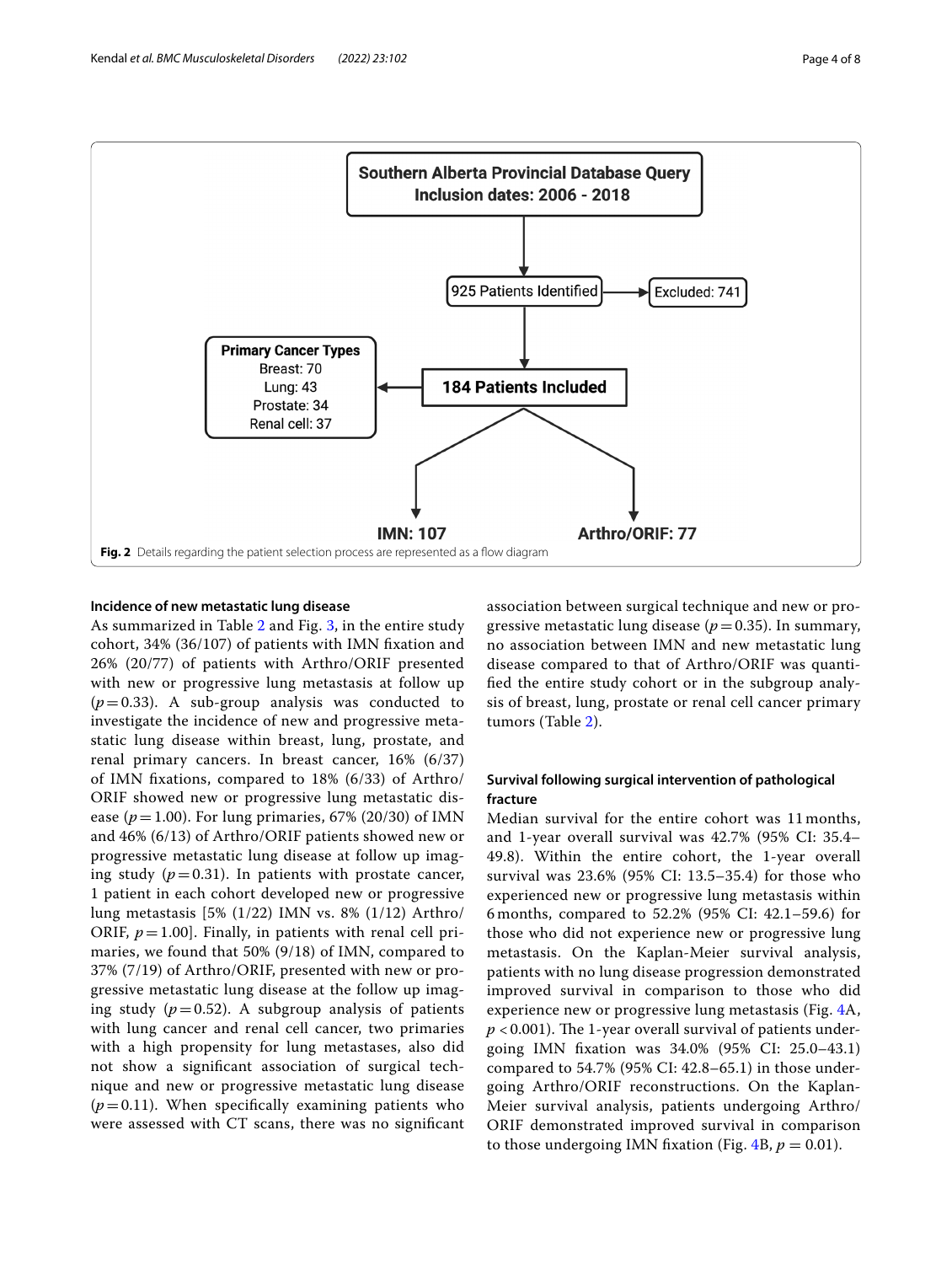Southern Alberta Provincial Database Query
Inclusion dates: 2006 - 2018

925 Patients Identified → Excluded: 741

184 Patients Included

Primary Cancer Types
Breast: 70
Lung: 43
Prostate: 34
Renal cell: 37

IMN: 107

Arthro/ORIF: 77

**Fig. 2** Details regarding the patient selection process are represented as a flow diagram

### Incidence of new metastatic lung disease

As summarized in Table 2 and Fig. 3, in the entire study cohort, 34% (36/107) of patients with IMN fixation and 26% (20/77) of patients with Arthro/ORIF presented with new or progressive lung metastasis at follow up ($p = 0.33$). A sub-group analysis was conducted to investigate the incidence of new and progressive metastatic lung disease within breast, lung, prostate, and renal primary cancers. In breast cancer, 16% (6/37) of IMN fixations, compared to 18% (6/33) of Arthro/ORIF showed new or progressive lung metastatic disease ($p = 1.00$). For lung primaries, 67% (20/30) of IMN and 46% (6/13) of Arthro/ORIF patients showed new or progressive metastatic lung disease at follow up imaging study ($p = 0.31$). In patients with prostate cancer, 1 patient in each cohort developed new or progressive lung metastasis [5% (1/22) IMN vs. 8% (1/12) Arthro/ORIF, $p = 1.00$]. Finally, in patients with renal cell primaries, we found that 50% (9/18) of IMN, compared to 37% (7/19) of Arthro/ORIF, presented with new or progressive metastatic lung disease at the follow up imaging study ($p = 0.52$). A subgroup analysis of patients with lung cancer and renal cell cancer, two primaries with a high propensity for lung metastases, also did not show a significant association of surgical technique and new or progressive metastatic lung disease ($p = 0.11$). When specifically examining patients who were assessed with CT scans, there was no significant association between surgical technique and new or progressive metastatic lung disease ($p = 0.35$). In summary, no association between IMN and new metastatic lung disease compared to that of Arthro/ORIF was quantified the entire study cohort or in the subgroup analysis of breast, lung, prostate or renal cell cancer primary tumors (Table 2).

### Survival following surgical intervention of pathological fracture

Median survival for the entire cohort was 11 months, and 1-year overall survival was 42.7% (95% CI: 35.4–49.8). Within the entire cohort, the 1-year overall survival was 23.6% (95% CI: 13.5–35.4) for those who experienced new or progressive lung metastasis within 6 months, compared to 52.2% (95% CI: 42.1–59.6) for those who did not experience new or progressive lung metastasis. On the Kaplan-Meier survival analysis, patients with no lung disease progression demonstrated improved survival in comparison to those who did experience new or progressive lung metastasis (Fig. 4A, $p < 0.001$). The 1-year overall survival of patients undergoing IMN fixation was 34.0% (95% CI: 25.0–43.1) compared to 54.7% (95% CI: 42.8–65.1) in those undergoing Arthro/ORIF reconstructions. On the Kaplan-Meier survival analysis, patients undergoing Arthro/ORIF demonstrated improved survival in comparison to those undergoing IMN fixation (Fig. 4B, $p = 0.01$).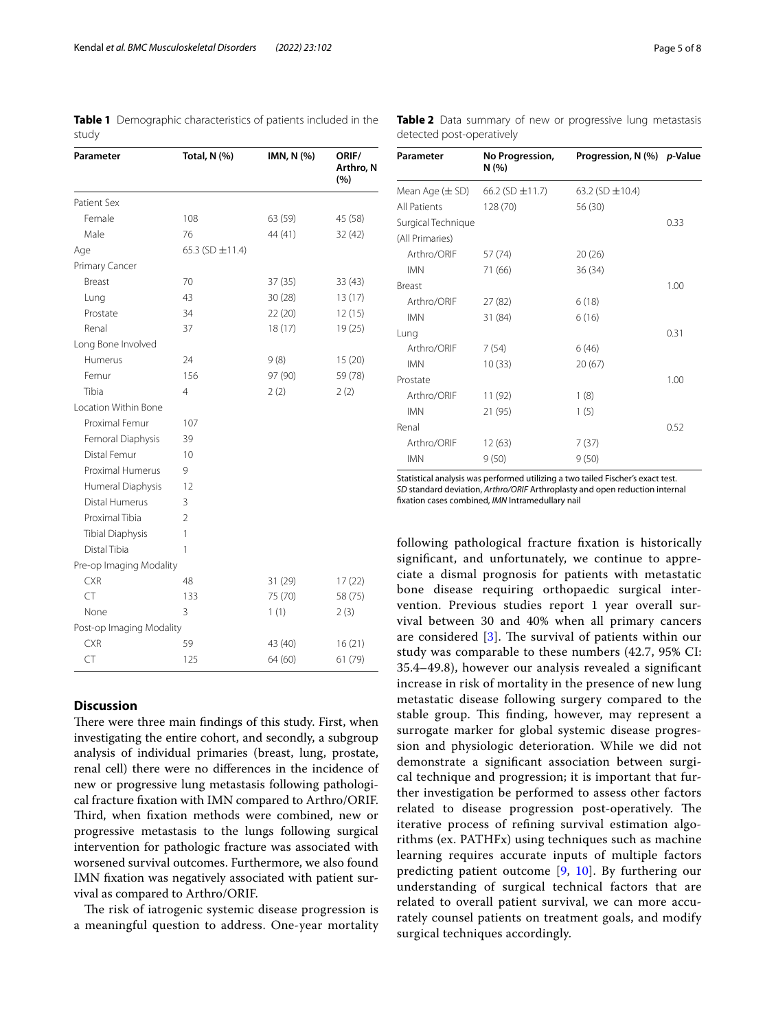**Table 1** Demographic characteristics of patients included in the study

| Parameter | Total, N (%) | IMN, N (%) | ORIF/ Arthro, N (%) |
|---|---|---|---|
| Patient Sex | | | |
| Female | 108 | 63 (59) | 45 (58) |
| Male | 76 | 44 (41) | 32 (42) |
| Age | 65.3 (SD ±11.4) | | |
| Primary Cancer | | | |
| Breast | 70 | 37 (35) | 33 (43) |
| Lung | 43 | 30 (28) | 13 (17) |
| Prostate | 34 | 22 (20) | 12 (15) |
| Renal | 37 | 18 (17) | 19 (25) |
| Long Bone Involved | | | |
| Humerus | 24 | 9 (8) | 15 (20) |
| Femur | 156 | 97 (90) | 59 (78) |
| Tibia | 4 | 2 (2) | 2 (2) |
| Location Within Bone | | | |
| Proximal Femur | 107 | | |
| Femoral Diaphysis | 39 | | |
| Distal Femur | 10 | | |
| Proximal Humerus | 9 | | |
| Humeral Diaphysis | 12 | | |
| Distal Humerus | 3 | | |
| Proximal Tibia | 2 | | |
| Tibial Diaphysis | 1 | | |
| Distal Tibia | 1 | | |
| Pre-op Imaging Modality | | | |
| CXR | 48 | 31 (29) | 17 (22) |
| CT | 133 | 75 (70) | 58 (75) |
| None | 3 | 1 (1) | 2 (3) |
| Post-op Imaging Modality | | | |
| CXR | 59 | 43 (40) | 16 (21) |
| CT | 125 | 64 (60) | 61 (79) |

## Discussion

There were three main findings of this study. First, when investigating the entire cohort, and secondly, a subgroup analysis of individual primaries (breast, lung, prostate, renal cell) there were no differences in the incidence of new or progressive lung metastasis following pathological fracture fixation with IMN compared to Arthro/ORIF. Third, when fixation methods were combined, new or progressive metastasis to the lungs following surgical intervention for pathologic fracture was associated with worsened survival outcomes. Furthermore, we also found IMN fixation was negatively associated with patient survival as compared to Arthro/ORIF.

The risk of iatrogenic systemic disease progression is a meaningful question to address. One-year mortality following pathological fracture fixation is historically significant, and unfortunately, we continue to appreciate a dismal prognosis for patients with metastatic bone disease requiring orthopaedic surgical intervention. Previous studies report 1 year overall survival between 30 and 40% when all primary cancers are considered [3]. The survival of patients within our study was comparable to these numbers (42.7, 95% CI: 35.4–49.8), however our analysis revealed a significant increase in risk of mortality in the presence of new lung metastatic disease following surgery compared to the stable group. This finding, however, may represent a surrogate marker for global systemic disease progression and physiologic deterioration. While we did not demonstrate a significant association between surgical technique and progression; it is important that further investigation be performed to assess other factors related to disease progression post-operatively. The iterative process of refining survival estimation algorithms (ex. PATHFx) using techniques such as machine learning requires accurate inputs of multiple factors predicting patient outcome [9, 10]. By furthering our understanding of surgical technical factors that are related to overall patient survival, we can more accurately counsel patients on treatment goals, and modify surgical techniques accordingly.

**Table 2** Data summary of new or progressive lung metastasis detected post-operatively

| Parameter | No Progression, N (%) | Progression, N (%) | *p*-Value |
|---|---|---|---|
| Mean Age (± SD) | 66.2 (SD ±11.7) | 63.2 (SD ±10.4) | |
| All Patients | 128 (70) | 56 (30) | |
| Surgical Technique (All Primaries) | | | 0.33 |
| Arthro/ORIF | 57 (74) | 20 (26) | |
| IMN | 71 (66) | 36 (34) | |
| Breast | | | 1.00 |
| Arthro/ORIF | 27 (82) | 6 (18) | |
| IMN | 31 (84) | 6 (16) | |
| Lung | | | 0.31 |
| Arthro/ORIF | 7 (54) | 6 (46) | |
| IMN | 10 (33) | 20 (67) | |
| Prostate | | | 1.00 |
| Arthro/ORIF | 11 (92) | 1 (8) | |
| IMN | 21 (95) | 1 (5) | |
| Renal | | | 0.52 |
| Arthro/ORIF | 12 (63) | 7 (37) | |
| IMN | 9 (50) | 9 (50) | |

Statistical analysis was performed utilizing a two tailed Fischer's exact test.
*SD* standard deviation, *Arthro/ORIF* Arthroplasty and open reduction internal fixation cases combined, *IMN* Intramedullary nail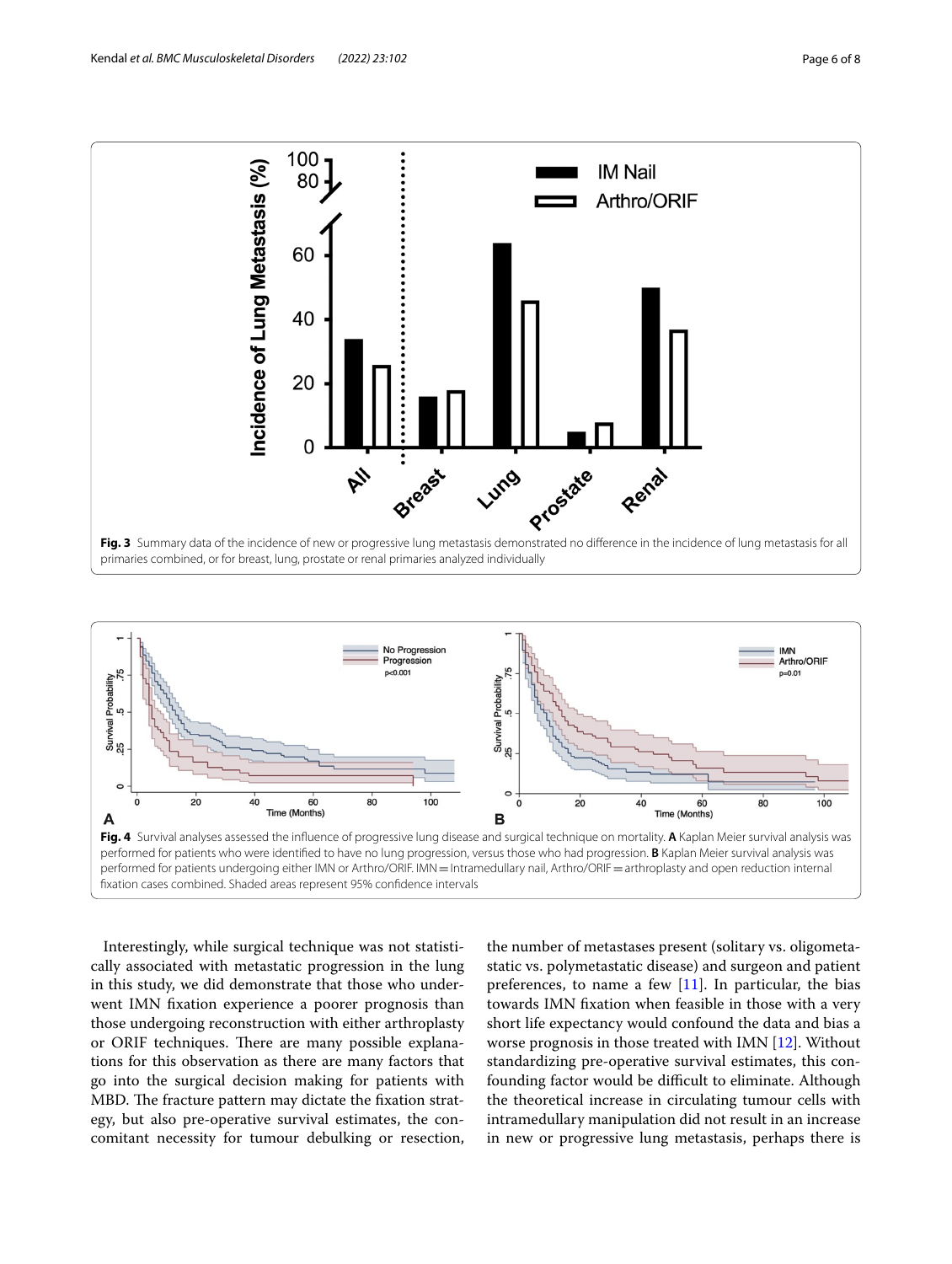**Fig. 3** Summary data of the incidence of new or progressive lung metastasis demonstrated no difference in the incidence of lung metastasis for all primaries combined, or for breast, lung, prostate or renal primaries analyzed individually

**Fig. 4** Survival analyses assessed the influence of progressive lung disease and surgical technique on mortality. **A** Kaplan Meier survival analysis was performed for patients who were identified to have no lung progression, versus those who had progression. **B** Kaplan Meier survival analysis was performed for patients undergoing either IMN or Arthro/ORIF. IMN = Intramedullary nail, Arthro/ORIF = arthroplasty and open reduction internal fixation cases combined. Shaded areas represent 95% confidence intervals

Interestingly, while surgical technique was not statistically associated with metastatic progression in the lung in this study, we did demonstrate that those who underwent IMN fixation experience a poorer prognosis than those undergoing reconstruction with either arthroplasty or ORIF techniques. There are many possible explanations for this observation as there are many factors that go into the surgical decision making for patients with MBD. The fracture pattern may dictate the fixation strategy, but also pre-operative survival estimates, the concomitant necessity for tumour debulking or resection, the number of metastases present (solitary vs. oligometastatic vs. polymetastatic disease) and surgeon and patient preferences, to name a few [11]. In particular, the bias towards IMN fixation when feasible in those with a very short life expectancy would confound the data and bias a worse prognosis in those treated with IMN [12]. Without standardizing pre-operative survival estimates, this confounding factor would be difficult to eliminate. Although the theoretical increase in circulating tumour cells with intramedullary manipulation did not result in an increase in new or progressive lung metastasis, perhaps there is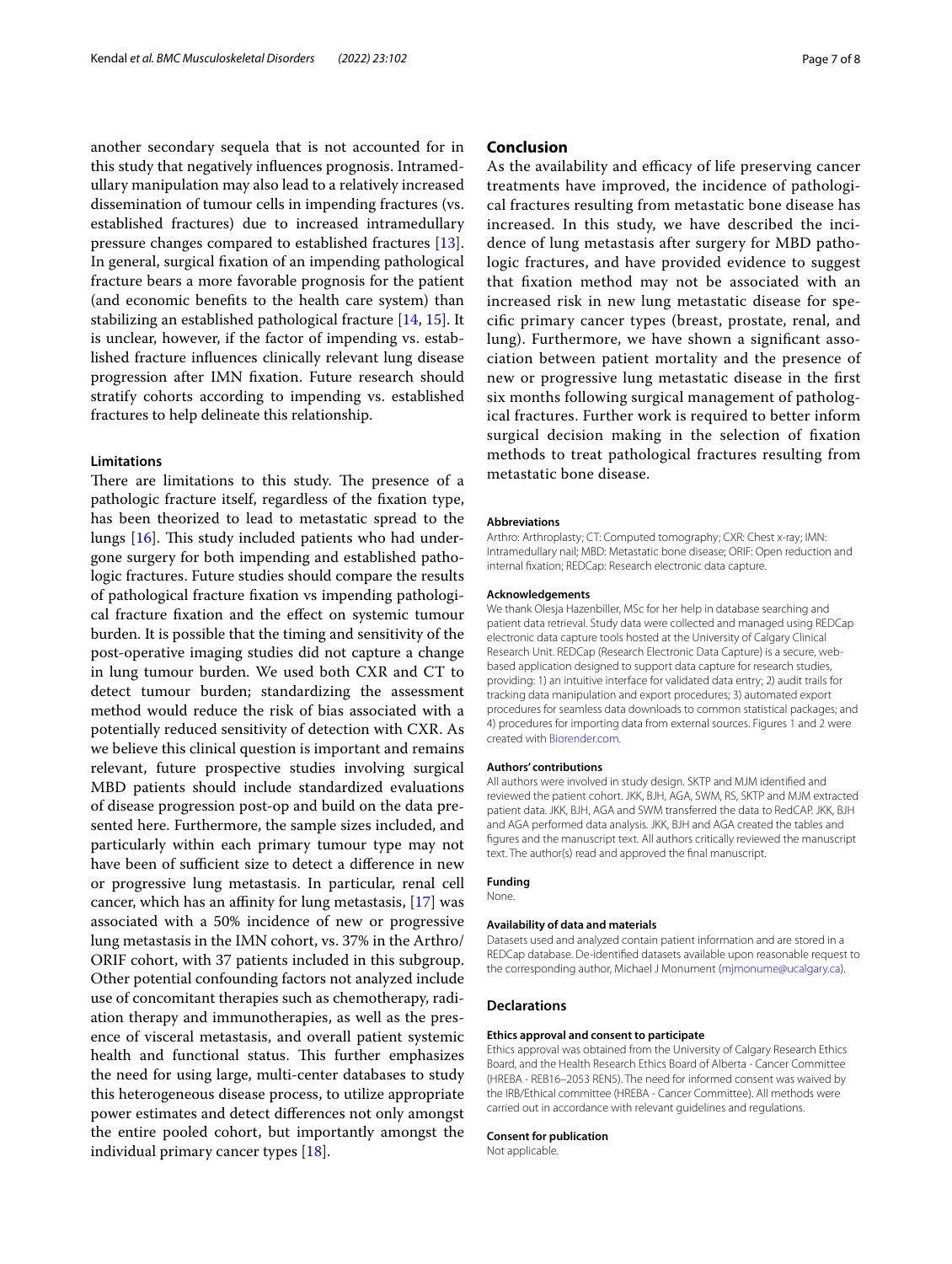another secondary sequela that is not accounted for in this study that negatively influences prognosis. Intramedullary manipulation may also lead to a relatively increased dissemination of tumour cells in impending fractures (vs. established fractures) due to increased intramedullary pressure changes compared to established fractures [13]. In general, surgical fixation of an impending pathological fracture bears a more favorable prognosis for the patient (and economic benefits to the health care system) than stabilizing an established pathological fracture [14, 15]. It is unclear, however, if the factor of impending vs. established fracture influences clinically relevant lung disease progression after IMN fixation. Future research should stratify cohorts according to impending vs. established fractures to help delineate this relationship.

### Limitations

There are limitations to this study. The presence of a pathologic fracture itself, regardless of the fixation type, has been theorized to lead to metastatic spread to the lungs [16]. This study included patients who had undergone surgery for both impending and established pathologic fractures. Future studies should compare the results of pathological fracture fixation vs impending pathological fracture fixation and the effect on systemic tumour burden. It is possible that the timing and sensitivity of the post-operative imaging studies did not capture a change in lung tumour burden. We used both CXR and CT to detect tumour burden; standardizing the assessment method would reduce the risk of bias associated with a potentially reduced sensitivity of detection with CXR. As we believe this clinical question is important and remains relevant, future prospective studies involving surgical MBD patients should include standardized evaluations of disease progression post-op and build on the data presented here. Furthermore, the sample sizes included, and particularly within each primary tumour type may not have been of sufficient size to detect a difference in new or progressive lung metastasis. In particular, renal cell cancer, which has an affinity for lung metastasis, [17] was associated with a 50% incidence of new or progressive lung metastasis in the IMN cohort, vs. 37% in the Arthro/ORIF cohort, with 37 patients included in this subgroup. Other potential confounding factors not analyzed include use of concomitant therapies such as chemotherapy, radiation therapy and immunotherapies, as well as the presence of visceral metastasis, and overall patient systemic health and functional status. This further emphasizes the need for using large, multi-center databases to study this heterogeneous disease process, to utilize appropriate power estimates and detect differences not only amongst the entire pooled cohort, but importantly amongst the individual primary cancer types [18].

## Conclusion

As the availability and efficacy of life preserving cancer treatments have improved, the incidence of pathological fractures resulting from metastatic bone disease has increased. In this study, we have described the incidence of lung metastasis after surgery for MBD pathologic fractures, and have provided evidence to suggest that fixation method may not be associated with an increased risk in new lung metastatic disease for specific primary cancer types (breast, prostate, renal, and lung). Furthermore, we have shown a significant association between patient mortality and the presence of new or progressive lung metastatic disease in the first six months following surgical management of pathological fractures. Further work is required to better inform surgical decision making in the selection of fixation methods to treat pathological fractures resulting from metastatic bone disease.

#### Abbreviations

Arthro: Arthroplasty; CT: Computed tomography; CXR: Chest x-ray; IMN: Intramedullary nail; MBD: Metastatic bone disease; ORIF: Open reduction and internal fixation; REDCap: Research electronic data capture.

#### Acknowledgements

We thank Olesja Hazenbiller, MSc for her help in database searching and patient data retrieval. Study data were collected and managed using REDCap electronic data capture tools hosted at the University of Calgary Clinical Research Unit. REDCap (Research Electronic Data Capture) is a secure, web-based application designed to support data capture for research studies, providing: 1) an intuitive interface for validated data entry; 2) audit trails for tracking data manipulation and export procedures; 3) automated export procedures for seamless data downloads to common statistical packages; and 4) procedures for importing data from external sources. Figures 1 and 2 were created with Biorender.com.

#### Authors' contributions

All authors were involved in study design. SKTP and MJM identified and reviewed the patient cohort. JKK, BJH, AGA, SWM, RS, SKTP and MJM extracted patient data. JKK, BJH, AGA and SWM transferred the data to RedCAP. JKK, BJH and AGA performed data analysis. JKK, BJH and AGA created the tables and figures and the manuscript text. All authors critically reviewed the manuscript text. The author(s) read and approved the final manuscript.

#### Funding

None.

#### Availability of data and materials

Datasets used and analyzed contain patient information and are stored in a REDCap database. De-identified datasets available upon reasonable request to the corresponding author, Michael J Monument (mjmonume@ucalgary.ca).

### Declarations

#### Ethics approval and consent to participate

Ethics approval was obtained from the University of Calgary Research Ethics Board, and the Health Research Ethics Board of Alberta - Cancer Committee (HREBA - REB16–2053 REN5). The need for informed consent was waived by the IRB/Ethical committee (HREBA - Cancer Committee). All methods were carried out in accordance with relevant guidelines and regulations.

#### Consent for publication

Not applicable.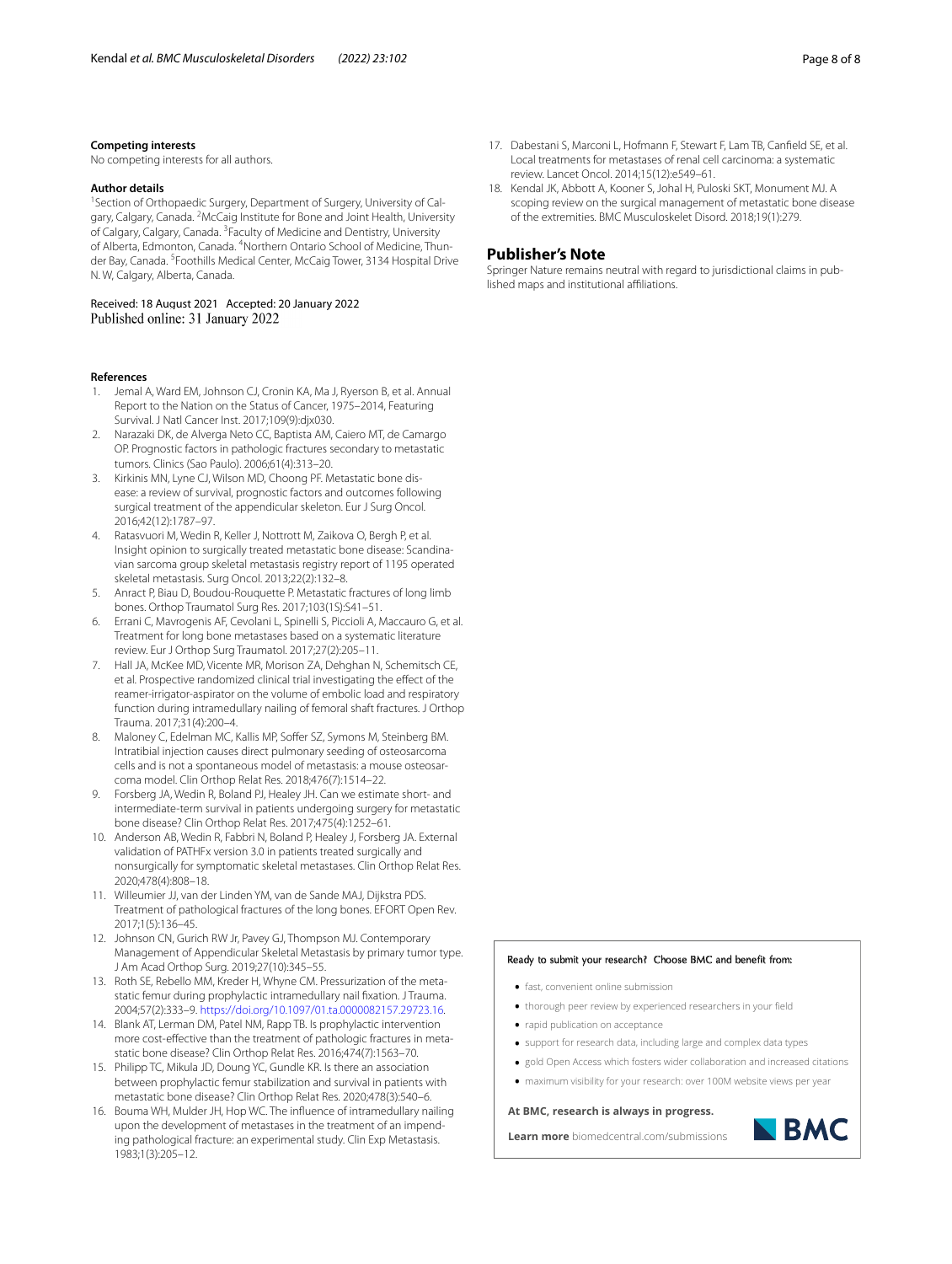**Competing interests**

No competing interests for all authors.

**Author details**

[1]Section of Orthopaedic Surgery, Department of Surgery, University of Calgary, Calgary, Canada. [2]McCaig Institute for Bone and Joint Health, University of Calgary, Calgary, Canada. [3]Faculty of Medicine and Dentistry, University of Alberta, Edmonton, Canada. [4]Northern Ontario School of Medicine, Thunder Bay, Canada. [5]Foothills Medical Center, McCaig Tower, 3134 Hospital Drive N. W, Calgary, Alberta, Canada.

Received: 18 August 2021 Accepted: 20 January 2022
Published online: 31 January 2022

**References**

1. Jemal A, Ward EM, Johnson CJ, Cronin KA, Ma J, Ryerson B, et al. Annual Report to the Nation on the Status of Cancer, 1975–2014, Featuring Survival. J Natl Cancer Inst. 2017;109(9):djx030.
2. Narazaki DK, de Alverga Neto CC, Baptista AM, Caiero MT, de Camargo OP. Prognostic factors in pathologic fractures secondary to metastatic tumors. Clinics (Sao Paulo). 2006;61(4):313–20.
3. Kirkinis MN, Lyne CJ, Wilson MD, Choong PF. Metastatic bone disease: a review of survival, prognostic factors and outcomes following surgical treatment of the appendicular skeleton. Eur J Surg Oncol. 2016;42(12):1787–97.
4. Ratasvuori M, Wedin R, Keller J, Nottrott M, Zaikova O, Bergh P, et al. Insight opinion to surgically treated metastatic bone disease: Scandinavian sarcoma group skeletal metastasis registry report of 1195 operated skeletal metastasis. Surg Oncol. 2013;22(2):132–8.
5. Anract P, Biau D, Boudou-Rouquette P. Metastatic fractures of long limb bones. Orthop Traumatol Surg Res. 2017;103(1S):S41–51.
6. Errani C, Mavrogenis AF, Cevolani L, Spinelli S, Piccioli A, Maccauro G, et al. Treatment for long bone metastases based on a systematic literature review. Eur J Orthop Surg Traumatol. 2017;27(2):205–11.
7. Hall JA, McKee MD, Vicente MR, Morison ZA, Dehghan N, Schemitsch CE, et al. Prospective randomized clinical trial investigating the effect of the reamer-irrigator-aspirator on the volume of embolic load and respiratory function during intramedullary nailing of femoral shaft fractures. J Orthop Trauma. 2017;31(4):200–4.
8. Maloney C, Edelman MC, Kallis MP, Soffer SZ, Symons M, Steinberg BM. Intratibial injection causes direct pulmonary seeding of osteosarcoma cells and is not a spontaneous model of metastasis: a mouse osteosarcoma model. Clin Orthop Relat Res. 2018;476(7):1514–22.
9. Forsberg JA, Wedin R, Boland PJ, Healey JH. Can we estimate short- and intermediate-term survival in patients undergoing surgery for metastatic bone disease? Clin Orthop Relat Res. 2017;475(4):1252–61.
10. Anderson AB, Wedin R, Fabbri N, Boland P, Healey J, Forsberg JA. External validation of PATHFx version 3.0 in patients treated surgically and nonsurgically for symptomatic skeletal metastases. Clin Orthop Relat Res. 2020;478(4):808–18.
11. Willeumier JJ, van der Linden YM, van de Sande MAJ, Dijkstra PDS. Treatment of pathological fractures of the long bones. EFORT Open Rev. 2017;1(5):136–45.
12. Johnson CN, Gurich RW Jr, Pavey GJ, Thompson MJ. Contemporary Management of Appendicular Skeletal Metastasis by primary tumor type. J Am Acad Orthop Surg. 2019;27(10):345–55.
13. Roth SE, Rebello MM, Kreder H, Whyne CM. Pressurization of the metastatic femur during prophylactic intramedullary nail fixation. J Trauma. 2004;57(2):333–9. https://doi.org/10.1097/01.ta.0000082157.29723.16.
14. Blank AT, Lerman DM, Patel NM, Rapp TB. Is prophylactic intervention more cost-effective than the treatment of pathologic fractures in metastatic bone disease? Clin Orthop Relat Res. 2016;474(7):1563–70.
15. Philipp TC, Mikula JD, Doung YC, Gundle KR. Is there an association between prophylactic femur stabilization and survival in patients with metastatic bone disease? Clin Orthop Relat Res. 2020;478(3):540–6.
16. Bouma WH, Mulder JH, Hop WC. The influence of intramedullary nailing upon the development of metastases in the treatment of an impending pathological fracture: an experimental study. Clin Exp Metastasis. 1983;1(3):205–12.
17. Dabestani S, Marconi L, Hofmann F, Stewart F, Lam TB, Canfield SE, et al. Local treatments for metastases of renal cell carcinoma: a systematic review. Lancet Oncol. 2014;15(12):e549–61.
18. Kendal JK, Abbott A, Kooner S, Johal H, Puloski SKT, Monument MJ. A scoping review on the surgical management of metastatic bone disease of the extremities. BMC Musculoskelet Disord. 2018;19(1):279.

## Publisher's Note

Springer Nature remains neutral with regard to jurisdictional claims in published maps and institutional affiliations.

Ready to submit your research? Choose BMC and benefit from:

- fast, convenient online submission
- thorough peer review by experienced researchers in your field
- rapid publication on acceptance
- support for research data, including large and complex data types
- gold Open Access which fosters wider collaboration and increased citations
- maximum visibility for your research: over 100M website views per year

**At BMC, research is always in progress.**

**Learn more** biomedcentral.com/submissions